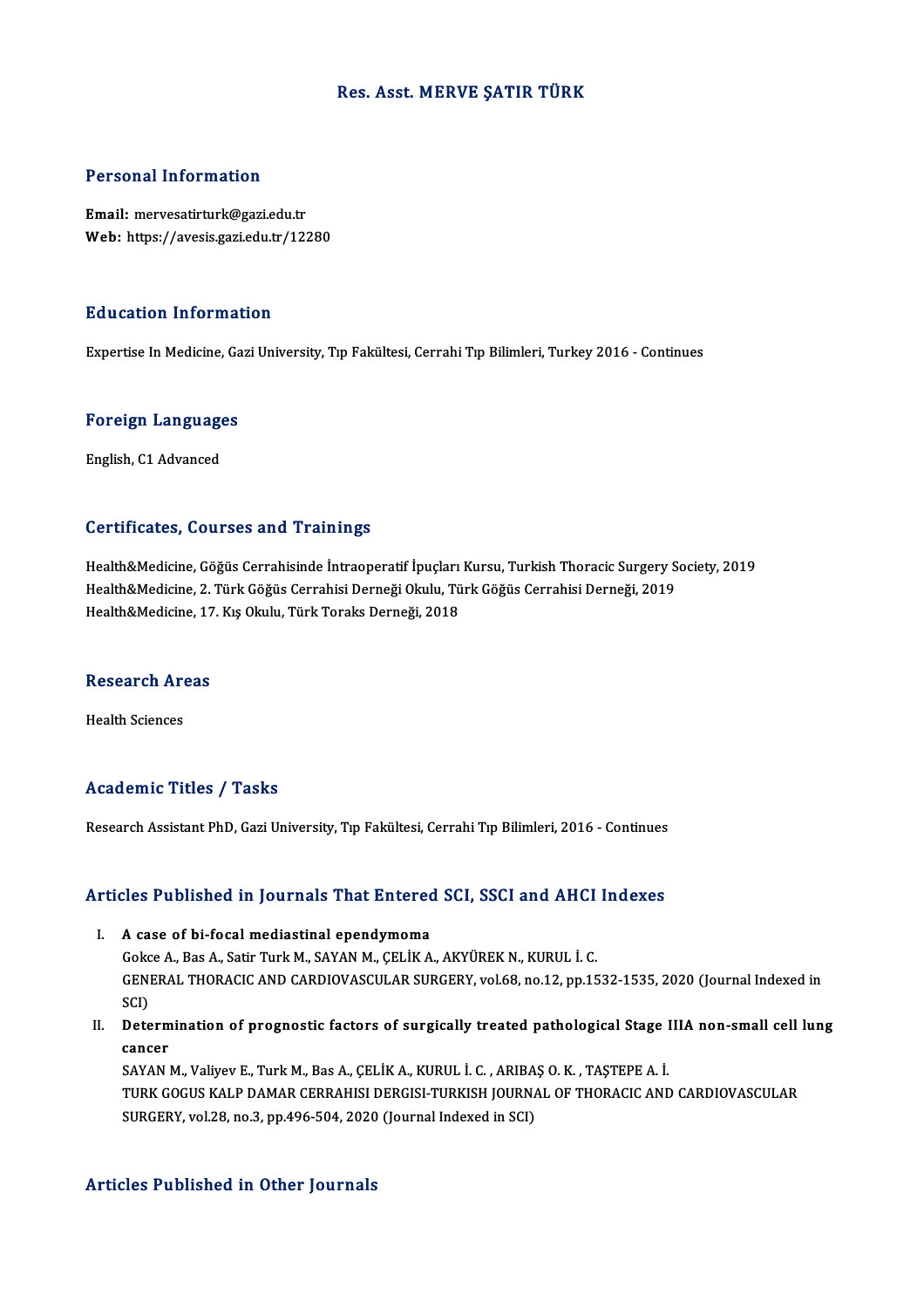# Res. Asst. MERVE ŞATIR TÜRK

## Personal Information

**Email:** mervesatirturk@gazi.edu.tr
**Web:** https://avesis.gazi.edu.tr/12280

## Education Information

Expertise In Medicine, Gazi University, Tıp Fakültesi, Cerrahi Tıp Bilimleri, Turkey 2016 - Continues

## Foreign Languages

English, C1 Advanced

## Certificates, Courses and Trainings

Health&Medicine, Göğüs Cerrahisinde İntraoperatif İpuçları Kursu, Turkish Thoracic Surgery Society, 2019
Health&Medicine, 2. Türk Göğüs Cerrahisi Derneği Okulu, Türk Göğüs Cerrahisi Derneği, 2019
Health&Medicine, 17. Kış Okulu, Türk Toraks Derneği, 2018

## Research Areas

Health Sciences

## Academic Titles / Tasks

Research Assistant PhD, Gazi University, Tıp Fakültesi, Cerrahi Tıp Bilimleri, 2016 - Continues

## Articles Published in Journals That Entered SCI, SSCI and AHCI Indexes

I. **A case of bi-focal mediastinal ependymoma**
Gokce A., Bas A., Satir Turk M., SAYAN M., ÇELİK A., AKYÜREK N., KURUL İ. C.
GENERAL THORACIC AND CARDIOVASCULAR SURGERY, vol.68, no.12, pp.1532-1535, 2020 (Journal Indexed in SCI)

II. **Determination of prognostic factors of surgically treated pathological Stage IIIA non-small cell lung cancer**
SAYAN M., Valiyev E., Turk M., Bas A., ÇELİK A., KURUL İ. C. , ARIBAŞ O. K. , TAŞTEPE A. İ.
TURK GOGUS KALP DAMAR CERRAHISI DERGISI-TURKISH JOURNAL OF THORACIC AND CARDIOVASCULAR SURGERY, vol.28, no.3, pp.496-504, 2020 (Journal Indexed in SCI)

## Articles Published in Other Journals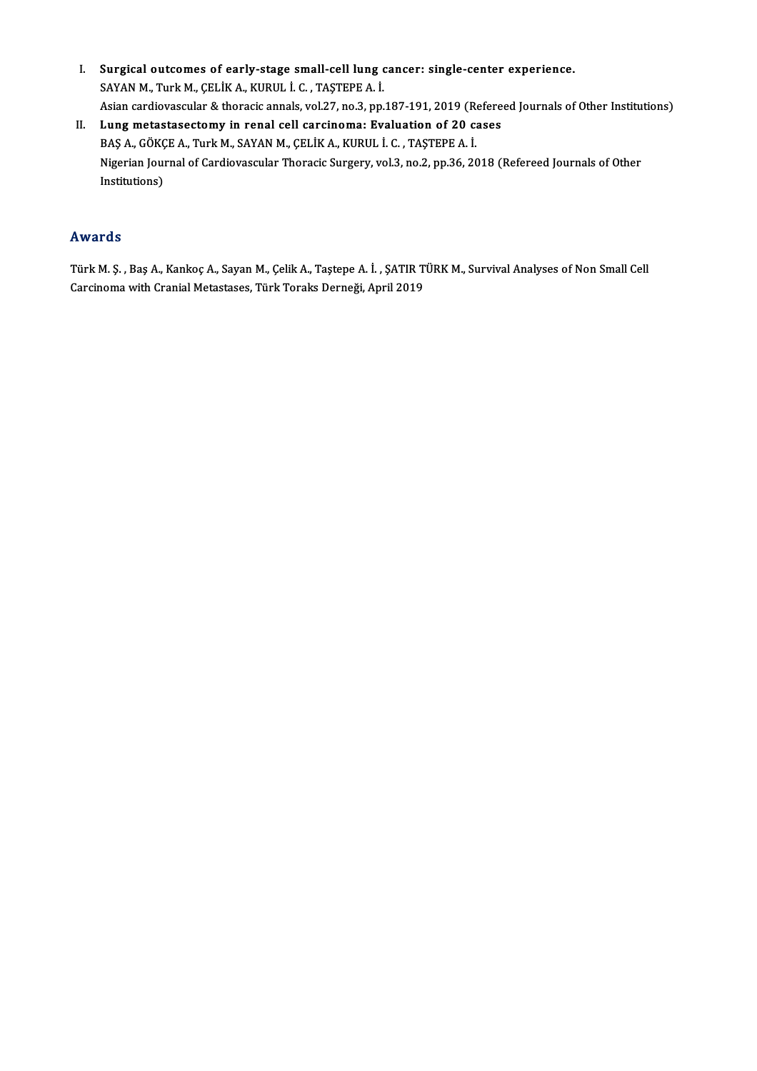I. **Surgical outcomes of early-stage small-cell lung cancer: single-center experience.**
   SAYAN M., Turk M., ÇELİK A., KURUL İ. C. , TAŞTEPE A. İ.
   Asian cardiovascular & thoracic annals, vol.27, no.3, pp.187-191, 2019 (Refereed Journals of Other Institutions)

II. **Lung metastasectomy in renal cell carcinoma: Evaluation of 20 cases**
   BAŞ A., GÖKÇE A., Turk M., SAYAN M., ÇELİK A., KURUL İ. C. , TAŞTEPE A. İ.
   Nigerian Journal of Cardiovascular Thoracic Surgery, vol.3, no.2, pp.36, 2018 (Refereed Journals of Other Institutions)

## Awards

Türk M. Ş. , Baş A., Kankoç A., Sayan M., Çelik A., Taştepe A. İ. , ŞATIR TÜRK M., Survival Analyses of Non Small Cell Carcinoma with Cranial Metastases, Türk Toraks Derneği, April 2019